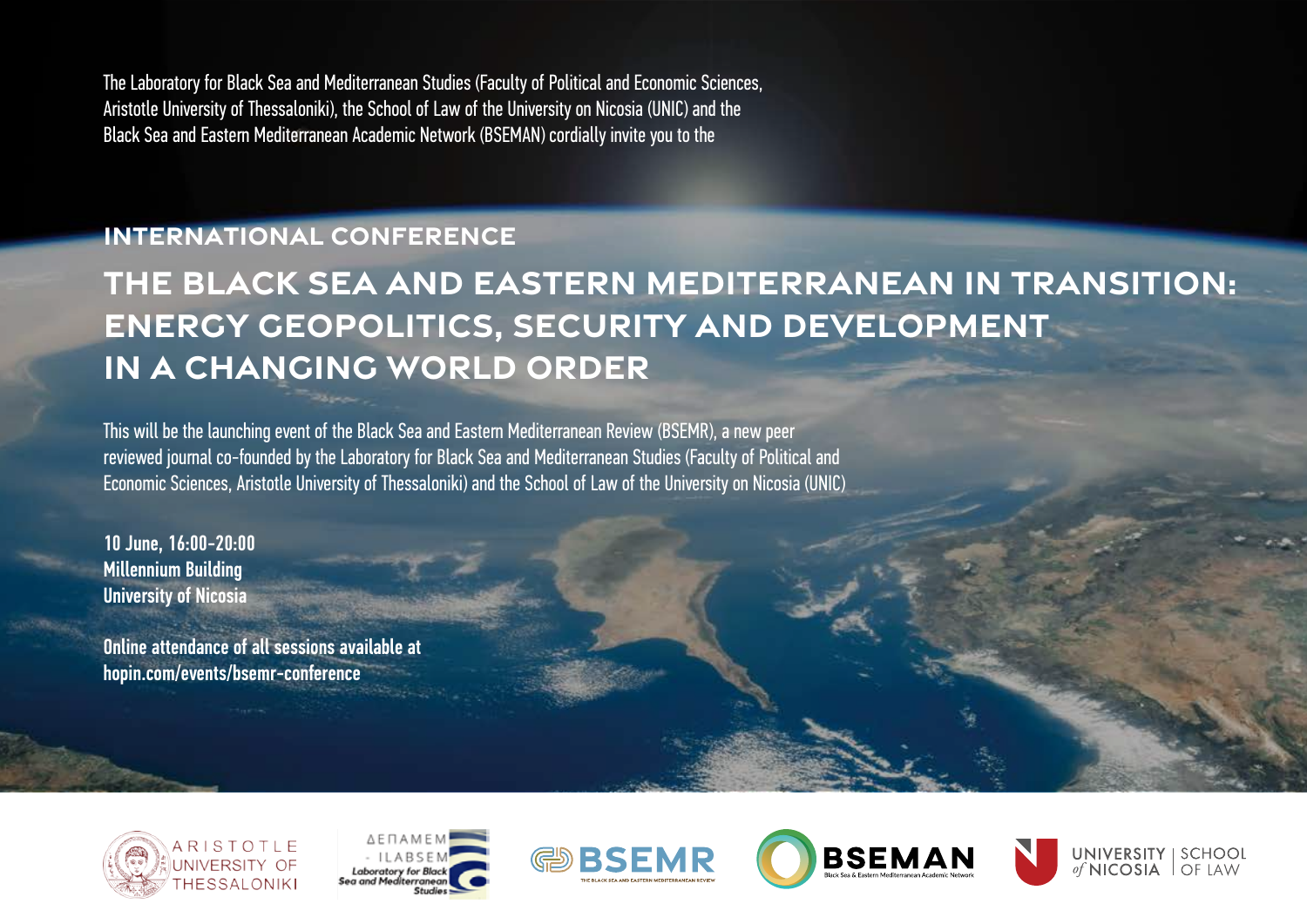The Laboratory for Black Sea and Mediterranean Studies (Faculty of Political and Economic Sciences, Aristotle University of Thessaloniki), the School of Law of the University on Nicosia (UNIC) and the Black Sea and Eastern Mediterranean Academic Network (BSEMAN) cordially invite you to the

## INTERNATIONAL CONFERENCE

# THE BLACK SEA AND EASTERN MEDITERRANEAN IN TRANSITION: ENERGY GEOPOLITICS, SECURITY AND DEVELOPMENT IN A CHANGING WORLD ORDER

This will be the launching event of the Black Sea and Eastern Mediterranean Review (BSEMR), a new peer reviewed journal co-founded by the Laboratory for Black Sea and Mediterranean Studies (Faculty of Political and Economic Sciences, Aristotle University of Thessaloniki) and the School of Law of the University on Nicosia (UNIC)

**10 June, 16:00-20:00**
**Millennium Building**
**University of Nicosia**

**Online attendance of all sessions available at**
**hopin.com/events/bsemr-conference**

ARISTOTLE UNIVERSITY OF THESSALONIKI

ΔΕΠΑΜΕΜ - ILABSEM Laboratory for Black Sea and Mediterranean Studies

BSEMR THE BLACK SEA AND EASTERN MEDITERRANEAN REVIEW

BSEMAN Black Sea & Eastern Mediterranean Academic Network

UNIVERSITY of NICOSIA | SCHOOL OF LAW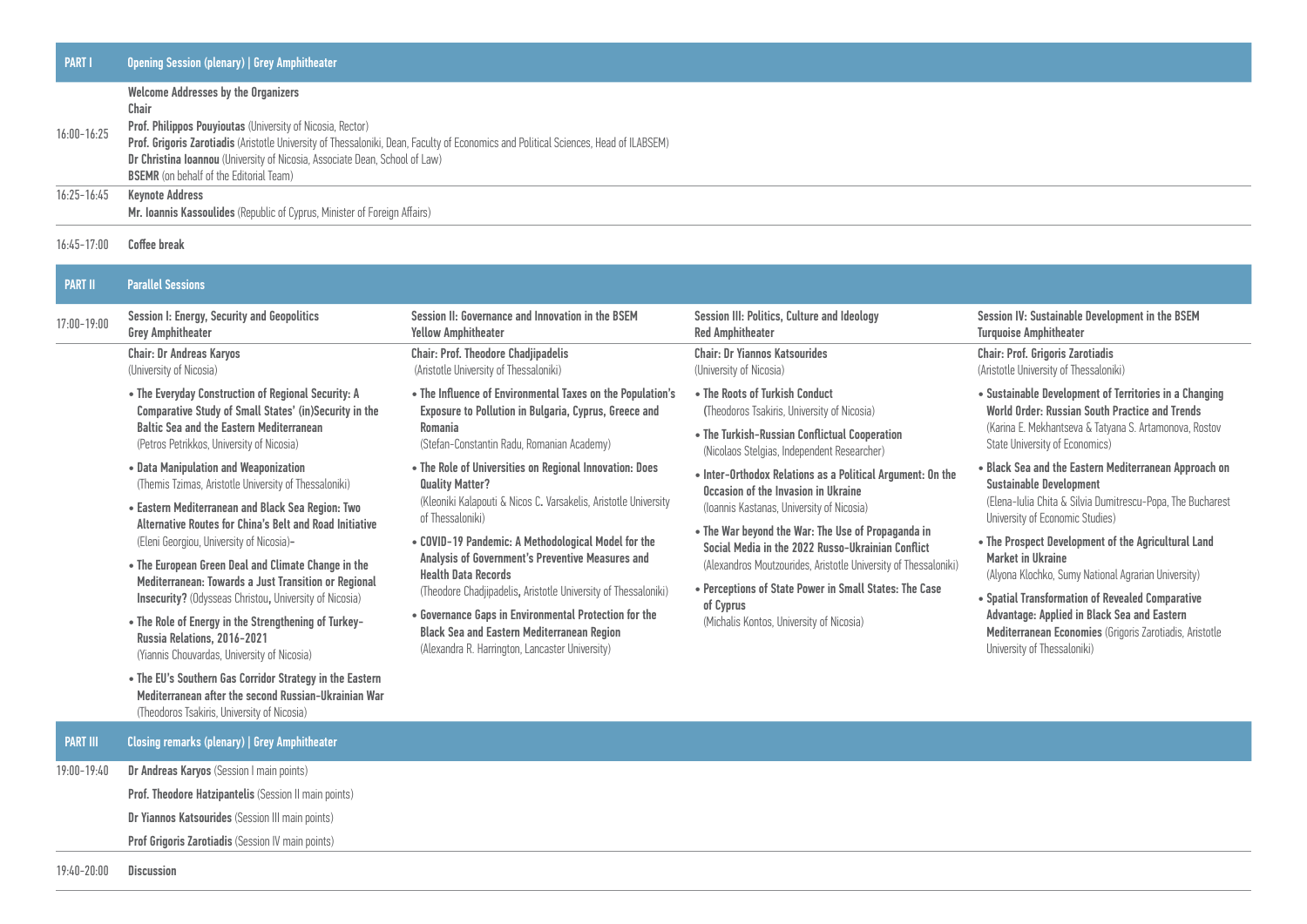## PART I — Opening Session (plenary) | Grey Amphitheater

**16:00–16:25**

**Welcome Addresses by the Organizers**

**Chair**

**Prof. Philippos Pouyioutas** (University of Nicosia, Rector)

**Prof. Grigoris Zarotiadis** (Aristotle University of Thessaloniki, Dean, Faculty of Economics and Political Sciences, Head of ILABSEM)

**Dr Christina Ioannou** (University of Nicosia, Associate Dean, School of Law)

**BSEMR** (on behalf of the Editorial Team)

**16:25–16:45**

**Keynote Address**

**Mr. Ioannis Kassoulides** (Republic of Cyprus, Minister of Foreign Affairs)

**16:45–17:00** **Coffee break**

## PART II — Parallel Sessions

**17:00–19:00**

### Session I: Energy, Security and Geopolitics
**Grey Amphitheater**

**Chair: Dr Andreas Karyos** (University of Nicosia)

- **The Everyday Construction of Regional Security: A Comparative Study of Small States' (in)Security in the Baltic Sea and the Eastern Mediterranean** (Petros Petrikkos, University of Nicosia)
- **Data Manipulation and Weaponization** (Themis Tzimas, Aristotle University of Thessaloniki)
- **Eastern Mediterranean and Black Sea Region: Two Alternative Routes for China's Belt and Road Initiative** (Eleni Georgiou, University of Nicosia)-
- **The European Green Deal and Climate Change in the Mediterranean: Towards a Just Transition or Regional Insecurity?** (Odysseas Christou, University of Nicosia)
- **The Role of Energy in the Strengthening of Turkey-Russia Relations, 2016-2021** (Yiannis Chouvardas, University of Nicosia)
- **The EU's Southern Gas Corridor Strategy in the Eastern Mediterranean after the second Russian-Ukrainian War** (Theodoros Tsakiris, University of Nicosia)

### Session II: Governance and Innovation in the BSEM
**Yellow Amphitheater**

**Chair: Prof. Theodore Chadjipadelis** (Aristotle University of Thessaloniki)

- **The Influence of Environmental Taxes on the Population's Exposure to Pollution in Bulgaria, Cyprus, Greece and Romania** (Stefan-Constantin Radu, Romanian Academy)
- **The Role of Universities on Regional Innovation: Does Quality Matter?** (Kleoniki Kalapouti & Nicos C. Varsakelis, Aristotle University of Thessaloniki)
- **COVID-19 Pandemic: A Methodological Model for the Analysis of Government's Preventive Measures and Health Data Records** (Theodore Chadjipadelis, Aristotle University of Thessaloniki)
- **Governance Gaps in Environmental Protection for the Black Sea and Eastern Mediterranean Region** (Alexandra R. Harrington, Lancaster University)

### Session III: Politics, Culture and Ideology
**Red Amphitheater**

**Chair: Dr Yiannos Katsourides** (University of Nicosia)

- **The Roots of Turkish Conduct** (Theodoros Tsakiris, University of Nicosia)
- **The Turkish-Russian Conflictual Cooperation** (Nicolaos Stelgias, Independent Researcher)
- **Inter-Orthodox Relations as a Political Argument: On the Occasion of the Invasion in Ukraine** (Ioannis Kastanas, University of Nicosia)
- **The War beyond the War: The Use of Propaganda in Social Media in the 2022 Russo-Ukrainian Conflict** (Alexandros Moutzourides, Aristotle University of Thessaloniki)
- **Perceptions of State Power in Small States: The Case of Cyprus** (Michalis Kontos, University of Nicosia)

### Session IV: Sustainable Development in the BSEM
**Turquoise Amphitheater**

**Chair: Prof. Grigoris Zarotiadis** (Aristotle University of Thessaloniki)

- **Sustainable Development of Territories in a Changing World Order: Russian South Practice and Trends** (Karina E. Mekhantseva & Tatyana S. Artamonova, Rostov State University of Economics)
- **Black Sea and the Eastern Mediterranean Approach on Sustainable Development** (Elena-Iulia Chita & Silvia Dumitrescu-Popa, The Bucharest University of Economic Studies)
- **The Prospect Development of the Agricultural Land Market in Ukraine** (Alyona Klochko, Sumy National Agrarian University)
- **Spatial Transformation of Revealed Comparative Advantage: Applied in Black Sea and Eastern Mediterranean Economies** (Grigoris Zarotiadis, Aristotle University of Thessaloniki)

## PART III — Closing remarks (plenary) | Grey Amphitheater

**19:00–19:40**

**Dr Andreas Karyos** (Session I main points)

**Prof. Theodore Hatzipantelis** (Session II main points)

**Dr Yiannos Katsourides** (Session III main points)

**Prof Grigoris Zarotiadis** (Session IV main points)

**19:40–20:00** **Discussion**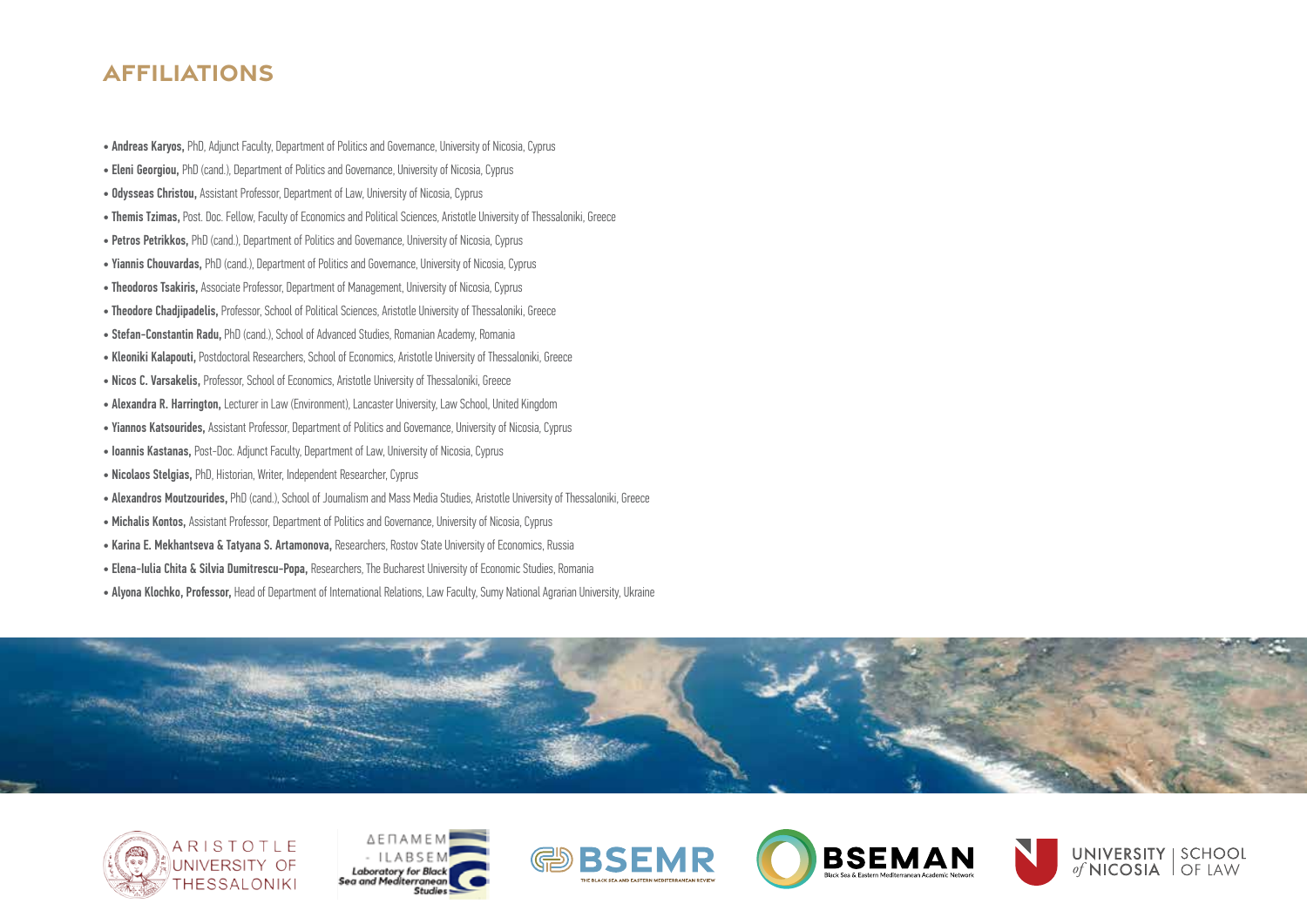## AFFILIATIONS

- **Andreas Karyos,** PhD, Adjunct Faculty, Department of Politics and Governance, University of Nicosia, Cyprus
- **Eleni Georgiou,** PhD (cand.), Department of Politics and Governance, University of Nicosia, Cyprus
- **Odysseas Christou,** Assistant Professor, Department of Law, University of Nicosia, Cyprus
- **Themis Tzimas,** Post. Doc. Fellow, Faculty of Economics and Political Sciences, Aristotle University of Thessaloniki, Greece
- **Petros Petrikkos,** PhD (cand.), Department of Politics and Governance, University of Nicosia, Cyprus
- **Yiannis Chouvardas,** PhD (cand.), Department of Politics and Governance, University of Nicosia, Cyprus
- **Theodoros Tsakiris,** Associate Professor, Department of Management, University of Nicosia, Cyprus
- **Theodore Chadjipadelis,** Professor, School of Political Sciences, Aristotle University of Thessaloniki, Greece
- **Stefan-Constantin Radu,** PhD (cand.), School of Advanced Studies, Romanian Academy, Romania
- **Kleoniki Kalapouti,** Postdoctoral Researchers, School of Economics, Aristotle University of Thessaloniki, Greece
- **Nicos C. Varsakelis,** Professor, School of Economics, Aristotle University of Thessaloniki, Greece
- **Alexandra R. Harrington,** Lecturer in Law (Environment), Lancaster University, Law School, United Kingdom
- **Yiannos Katsourides,** Assistant Professor, Department of Politics and Governance, University of Nicosia, Cyprus
- **Ioannis Kastanas,** Post-Doc. Adjunct Faculty, Department of Law, University of Nicosia, Cyprus
- **Nicolaos Stelgias,** PhD, Historian, Writer, Independent Researcher, Cyprus
- **Alexandros Moutzourides,** PhD (cand.), School of Journalism and Mass Media Studies, Aristotle University of Thessaloniki, Greece
- **Michalis Kontos,** Assistant Professor, Department of Politics and Governance, University of Nicosia, Cyprus
- **Karina E. Mekhantseva & Tatyana S. Artamonova,** Researchers, Rostov State University of Economics, Russia
- **Elena-Iulia Chita & Silvia Dumitrescu-Popa,** Researchers, The Bucharest University of Economic Studies, Romania
- **Alyona Klochko, Professor,** Head of Department of International Relations, Law Faculty, Sumy National Agrarian University, Ukraine

ARISTOTLE UNIVERSITY OF THESSALONIKI

ΔΕΠΑΜΕΜ - ILABSEM Laboratory for Black Sea and Mediterranean Studies

BSEMR THE BLACK SEA AND EASTERN MEDITERRANEAN REVIEW

BSEMAN Black Sea & Eastern Mediterranean Academic Network

UNIVERSITY of NICOSIA | SCHOOL OF LAW